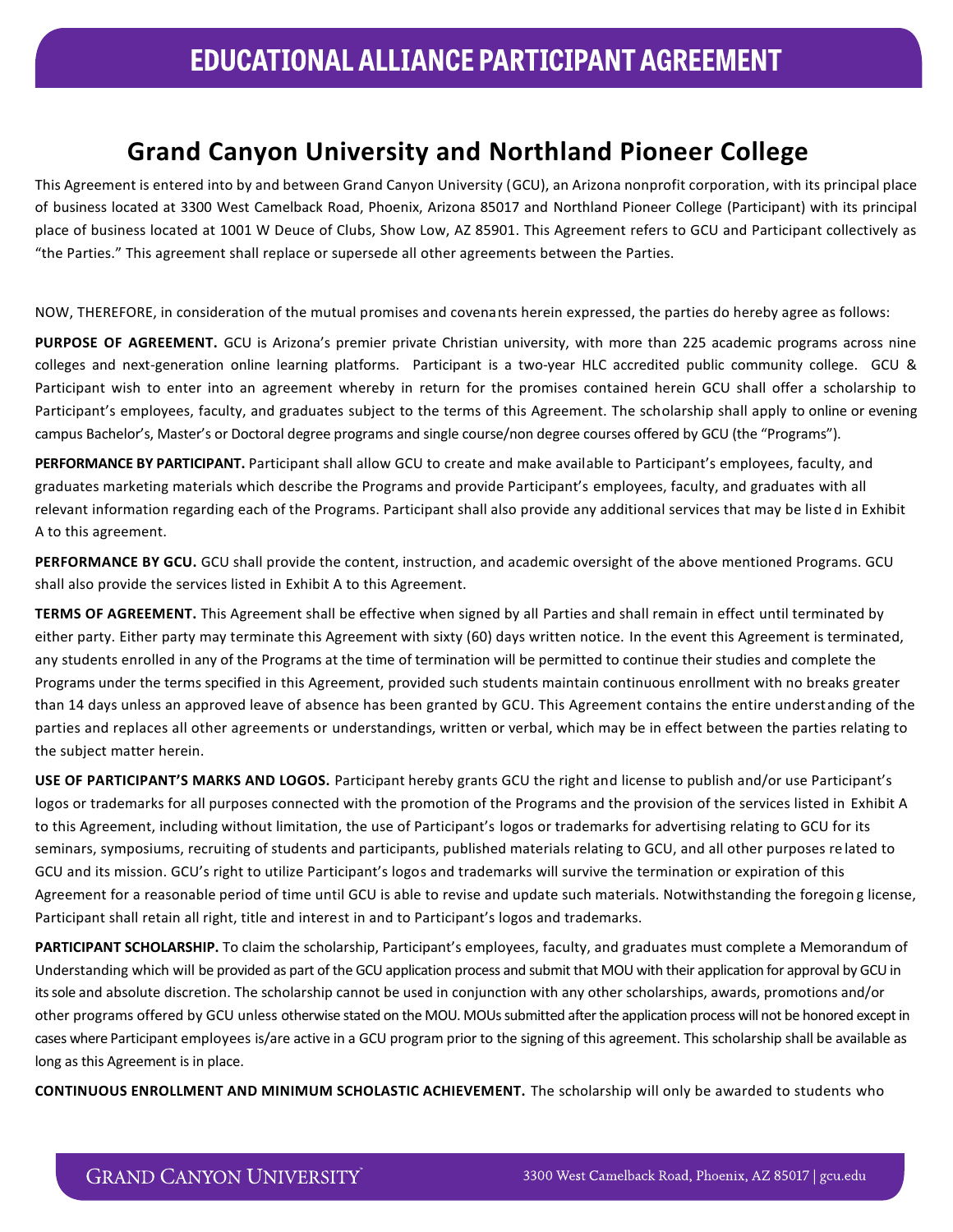# EDUCATIONAL ALLIANCE PARTICIPANT AGREEMENT

## Grand Canyon University and Northland Pioneer College

This Agreement is entered into by and between Grand Canyon University (GCU), an Arizona nonprofit corporation, with its principal place of business located at 3300 West Camelback Road, Phoenix, Arizona 85017 and Northland Pioneer College (Participant) with its principal place of business located at 1001 W Deuce of Clubs, Show Low, AZ 85901. This Agreement refers to GCU and Participant collectively as "the Parties." This agreement shall replace or supersede all other agreements between the Parties.

NOW, THEREFORE, in consideration of the mutual promises and covenants herein expressed, the parties do hereby agree as follows:

**PURPOSE OF AGREEMENT.** GCU is Arizona's premier private Christian university, with more than 225 academic programs across nine colleges and next-generation online learning platforms. Participant is a two-year HLC accredited public community college. GCU & Participant wish to enter into an agreement whereby in return for the promises contained herein GCU shall offer a scholarship to Participant's employees, faculty, and graduates subject to the terms of this Agreement. The scholarship shall apply to online or evening campus Bachelor's, Master's or Doctoral degree programs and single course/non degree courses offered by GCU (the "Programs").

**PERFORMANCE BY PARTICIPANT.** Participant shall allow GCU to create and make available to Participant's employees, faculty, and graduates marketing materials which describe the Programs and provide Participant's employees, faculty, and graduates with all relevant information regarding each of the Programs. Participant shall also provide any additional services that may be listed in Exhibit A to this agreement.

**PERFORMANCE BY GCU.** GCU shall provide the content, instruction, and academic oversight of the above mentioned Programs. GCU shall also provide the services listed in Exhibit A to this Agreement.

**TERMS OF AGREEMENT.** This Agreement shall be effective when signed by all Parties and shall remain in effect until terminated by either party. Either party may terminate this Agreement with sixty (60) days written notice. In the event this Agreement is terminated, any students enrolled in any of the Programs at the time of termination will be permitted to continue their studies and complete the Programs under the terms specified in this Agreement, provided such students maintain continuous enrollment with no breaks greater than 14 days unless an approved leave of absence has been granted by GCU. This Agreement contains the entire understanding of the parties and replaces all other agreements or understandings, written or verbal, which may be in effect between the parties relating to the subject matter herein.

**USE OF PARTICIPANT'S MARKS AND LOGOS.** Participant hereby grants GCU the right and license to publish and/or use Participant's logos or trademarks for all purposes connected with the promotion of the Programs and the provision of the services listed in Exhibit A to this Agreement, including without limitation, the use of Participant's logos or trademarks for advertising relating to GCU for its seminars, symposiums, recruiting of students and participants, published materials relating to GCU, and all other purposes related to GCU and its mission. GCU's right to utilize Participant's logos and trademarks will survive the termination or expiration of this Agreement for a reasonable period of time until GCU is able to revise and update such materials. Notwithstanding the foregoing license, Participant shall retain all right, title and interest in and to Participant's logos and trademarks.

**PARTICIPANT SCHOLARSHIP.** To claim the scholarship, Participant's employees, faculty, and graduates must complete a Memorandum of Understanding which will be provided as part of the GCU application process and submit that MOU with their application for approval by GCU in its sole and absolute discretion. The scholarship cannot be used in conjunction with any other scholarships, awards, promotions and/or other programs offered by GCU unless otherwise stated on the MOU. MOUs submitted after the application process will not be honored except in cases where Participant employees is/are active in a GCU program prior to the signing of this agreement. This scholarship shall be available as long as this Agreement is in place.

**CONTINUOUS ENROLLMENT AND MINIMUM SCHOLASTIC ACHIEVEMENT.** The scholarship will only be awarded to students who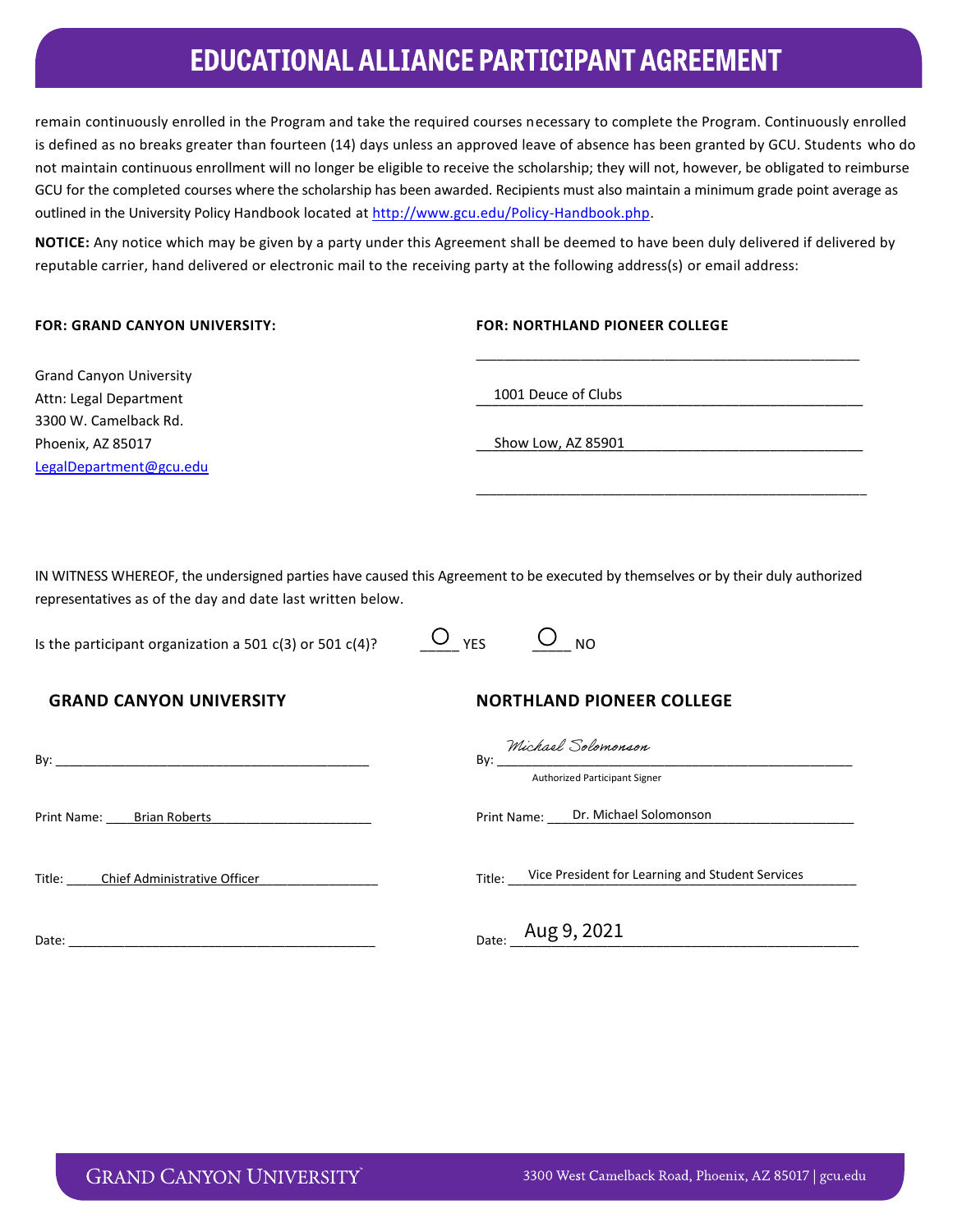# EDUCATIONAL ALLIANCE PARTICIPANT AGREEMENT

remain continuously enrolled in the Program and take the required courses necessary to complete the Program. Continuously enrolled is defined as no breaks greater than fourteen (14) days unless an approved leave of absence has been granted by GCU. Students who do not maintain continuous enrollment will no longer be eligible to receive the scholarship; they will not, however, be obligated to reimburse GCU for the completed courses where the scholarship has been awarded. Recipients must also maintain a minimum grade point average as outlined in the University Policy Handbook located at http://www.gcu.edu/Policy-Handbook.php.

**NOTICE:** Any notice which may be given by a party under this Agreement shall be deemed to have been duly delivered if delivered by reputable carrier, hand delivered or electronic mail to the receiving party at the following address(s) or email address:

**FOR: GRAND CANYON UNIVERSITY:**

Grand Canyon University
Attn: Legal Department
3300 W. Camelback Rd.
Phoenix, AZ 85017
LegalDepartment@gcu.edu

**FOR: NORTHLAND PIONEER COLLEGE**

____________________
1001 Deuce of Clubs
Show Low, AZ 85901
____________________

IN WITNESS WHEREOF, the undersigned parties have caused this Agreement to be executed by themselves or by their duly authorized representatives as of the day and date last written below.

Is the participant organization a 501 c(3) or 501 c(4)? ○ YES ○ NO

**GRAND CANYON UNIVERSITY**

By: ____________________

Print Name: Brian Roberts

Title: Chief Administrative Officer

Date: ____________________

**NORTHLAND PIONEER COLLEGE**

By: *Michael Solomonson*
Authorized Participant Signer

Print Name: Dr. Michael Solomonson

Title: Vice President for Learning and Student Services

Date: Aug 9, 2021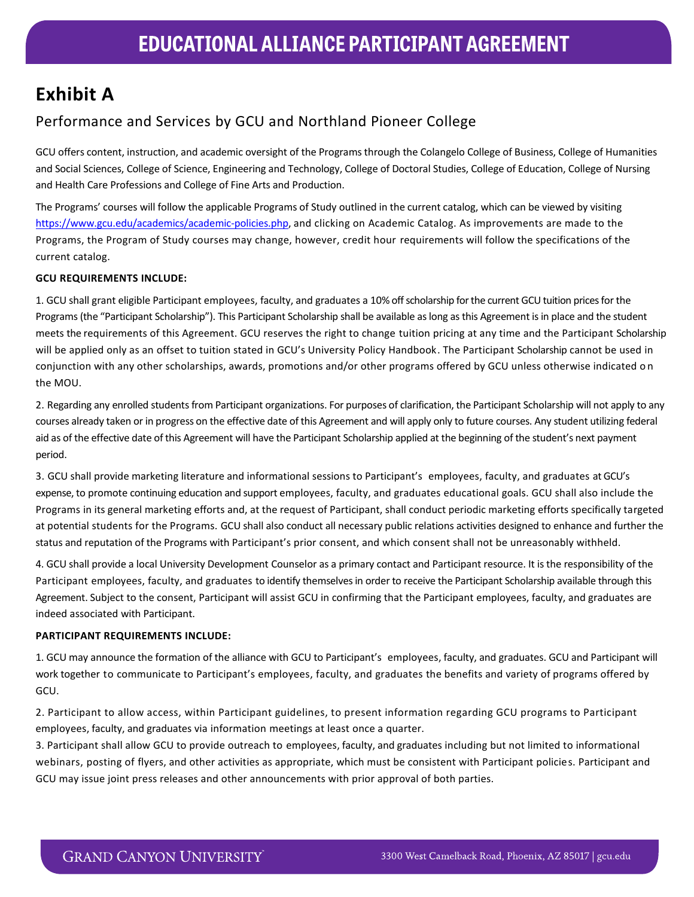# EDUCATIONAL ALLIANCE PARTICIPANT AGREEMENT

## Exhibit A

### Performance and Services by GCU and Northland Pioneer College

GCU offers content, instruction, and academic oversight of the Programs through the Colangelo College of Business, College of Humanities and Social Sciences, College of Science, Engineering and Technology, College of Doctoral Studies, College of Education, College of Nursing and Health Care Professions and College of Fine Arts and Production.

The Programs' courses will follow the applicable Programs of Study outlined in the current catalog, which can be viewed by visiting https://www.gcu.edu/academics/academic-policies.php, and clicking on Academic Catalog. As improvements are made to the Programs, the Program of Study courses may change, however, credit hour requirements will follow the specifications of the current catalog.

**GCU REQUIREMENTS INCLUDE:**

1. GCU shall grant eligible Participant employees, faculty, and graduates a 10% off scholarship for the current GCU tuition prices for the Programs (the "Participant Scholarship"). This Participant Scholarship shall be available as long as this Agreement is in place and the student meets the requirements of this Agreement. GCU reserves the right to change tuition pricing at any time and the Participant Scholarship will be applied only as an offset to tuition stated in GCU's University Policy Handbook. The Participant Scholarship cannot be used in conjunction with any other scholarships, awards, promotions and/or other programs offered by GCU unless otherwise indicated on the MOU.

2. Regarding any enrolled students from Participant organizations. For purposes of clarification, the Participant Scholarship will not apply to any courses already taken or in progress on the effective date of this Agreement and will apply only to future courses. Any student utilizing federal aid as of the effective date of this Agreement will have the Participant Scholarship applied at the beginning of the student's next payment period.

3. GCU shall provide marketing literature and informational sessions to Participant's employees, faculty, and graduates at GCU's expense, to promote continuing education and support employees, faculty, and graduates educational goals. GCU shall also include the Programs in its general marketing efforts and, at the request of Participant, shall conduct periodic marketing efforts specifically targeted at potential students for the Programs. GCU shall also conduct all necessary public relations activities designed to enhance and further the status and reputation of the Programs with Participant's prior consent, and which consent shall not be unreasonably withheld.

4. GCU shall provide a local University Development Counselor as a primary contact and Participant resource. It is the responsibility of the Participant employees, faculty, and graduates to identify themselves in order to receive the Participant Scholarship available through this Agreement. Subject to the consent, Participant will assist GCU in confirming that the Participant employees, faculty, and graduates are indeed associated with Participant.

**PARTICIPANT REQUIREMENTS INCLUDE:**

1. GCU may announce the formation of the alliance with GCU to Participant's employees, faculty, and graduates. GCU and Participant will work together to communicate to Participant's employees, faculty, and graduates the benefits and variety of programs offered by GCU.

2. Participant to allow access, within Participant guidelines, to present information regarding GCU programs to Participant employees, faculty, and graduates via information meetings at least once a quarter.

3. Participant shall allow GCU to provide outreach to employees, faculty, and graduates including but not limited to informational webinars, posting of flyers, and other activities as appropriate, which must be consistent with Participant policies. Participant and GCU may issue joint press releases and other announcements with prior approval of both parties.